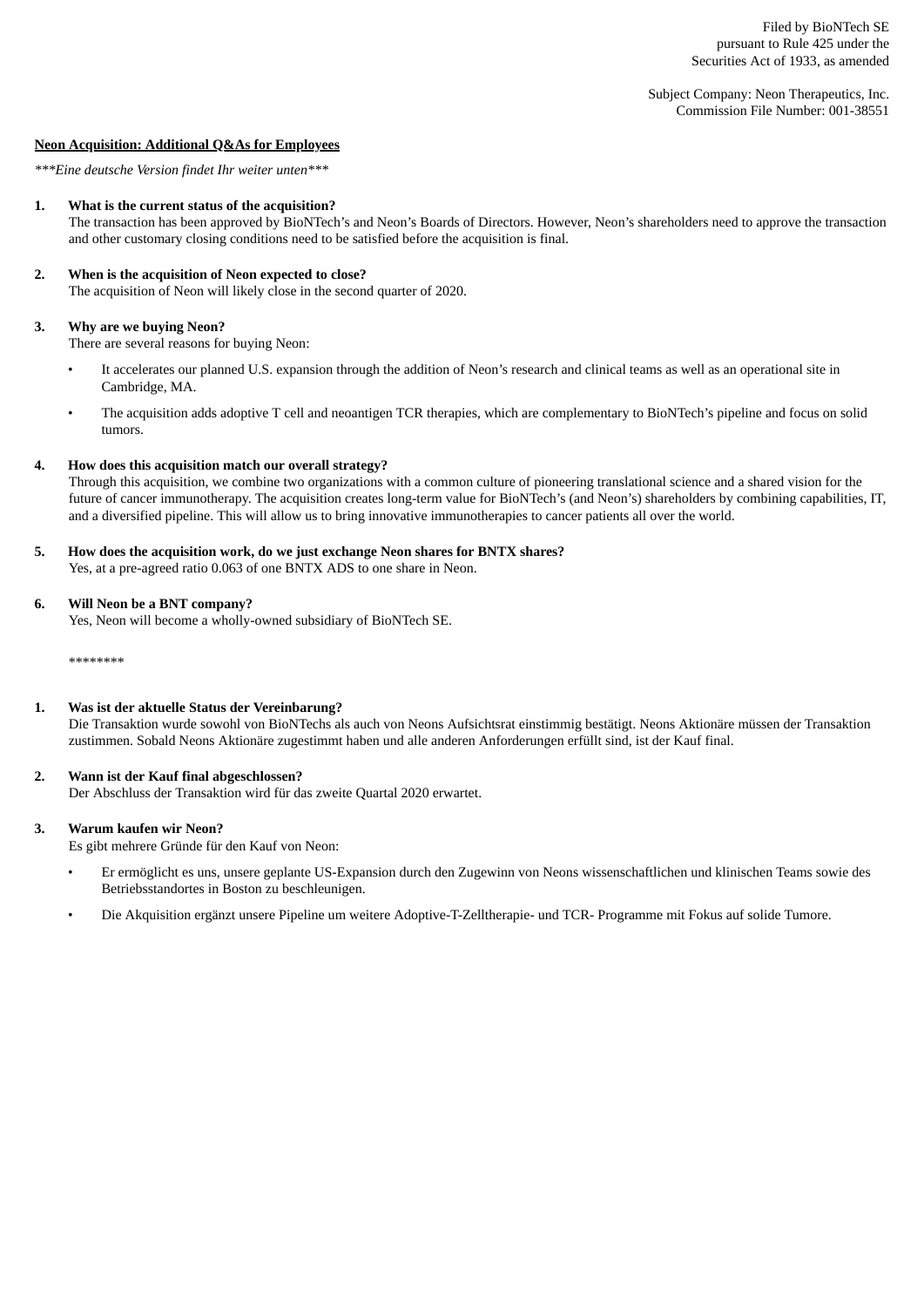Filed by BioNTech SE
pursuant to Rule 425 under the
Securities Act of 1933, as amended

Subject Company: Neon Therapeutics, Inc.
Commission File Number: 001-38551

**Neon Acquisition: Additional Q&As for Employees**

****Eine deutsche Version findet Ihr weiter unten****

1. **What is the current status of the acquisition?**
   The transaction has been approved by BioNTech's and Neon's Boards of Directors. However, Neon's shareholders need to approve the transaction and other customary closing conditions need to be satisfied before the acquisition is final.

2. **When is the acquisition of Neon expected to close?**
   The acquisition of Neon will likely close in the second quarter of 2020.

3. **Why are we buying Neon?**
   There are several reasons for buying Neon:

   - It accelerates our planned U.S. expansion through the addition of Neon's research and clinical teams as well as an operational site in Cambridge, MA.
   - The acquisition adds adoptive T cell and neoantigen TCR therapies, which are complementary to BioNTech's pipeline and focus on solid tumors.

4. **How does this acquisition match our overall strategy?**
   Through this acquisition, we combine two organizations with a common culture of pioneering translational science and a shared vision for the future of cancer immunotherapy. The acquisition creates long-term value for BioNTech's (and Neon's) shareholders by combining capabilities, IT, and a diversified pipeline. This will allow us to bring innovative immunotherapies to cancer patients all over the world.

5. **How does the acquisition work, do we just exchange Neon shares for BNTX shares?**
   Yes, at a pre-agreed ratio 0.063 of one BNTX ADS to one share in Neon.

6. **Will Neon be a BNT company?**
   Yes, Neon will become a wholly-owned subsidiary of BioNTech SE.

********

1. **Was ist der aktuelle Status der Vereinbarung?**
   Die Transaktion wurde sowohl von BioNTechs als auch von Neons Aufsichtsrat einstimmig bestätigt. Neons Aktionäre müssen der Transaktion zustimmen. Sobald Neons Aktionäre zugestimmt haben und alle anderen Anforderungen erfüllt sind, ist der Kauf final.

2. **Wann ist der Kauf final abgeschlossen?**
   Der Abschluss der Transaktion wird für das zweite Quartal 2020 erwartet.

3. **Warum kaufen wir Neon?**
   Es gibt mehrere Gründe für den Kauf von Neon:

   - Er ermöglicht es uns, unsere geplante US-Expansion durch den Zugewinn von Neons wissenschaftlichen und klinischen Teams sowie des Betriebsstandortes in Boston zu beschleunigen.
   - Die Akquisition ergänzt unsere Pipeline um weitere Adoptive-T-Zelltherapie- und TCR- Programme mit Fokus auf solide Tumore.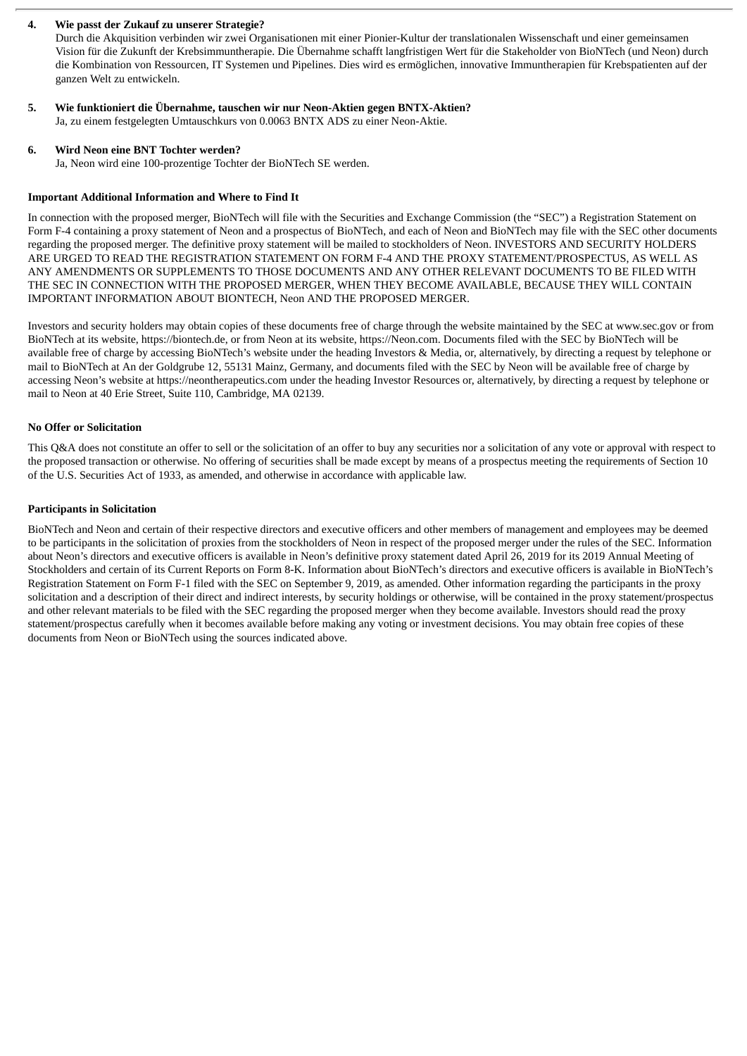4. **Wie passt der Zukauf zu unserer Strategie?**
   Durch die Akquisition verbinden wir zwei Organisationen mit einer Pionier-Kultur der translationalen Wissenschaft und einer gemeinsamen Vision für die Zukunft der Krebsimmuntherapie. Die Übernahme schafft langfristigen Wert für die Stakeholder von BioNTech (und Neon) durch die Kombination von Ressourcen, IT Systemen und Pipelines. Dies wird es ermöglichen, innovative Immuntherapien für Krebspatienten auf der ganzen Welt zu entwickeln.

5. **Wie funktioniert die Übernahme, tauschen wir nur Neon-Aktien gegen BNTX-Aktien?**
   Ja, zu einem festgelegten Umtauschkurs von 0.0063 BNTX ADS zu einer Neon-Aktie.

6. **Wird Neon eine BNT Tochter werden?**
   Ja, Neon wird eine 100-prozentige Tochter der BioNTech SE werden.

**Important Additional Information and Where to Find It**

In connection with the proposed merger, BioNTech will file with the Securities and Exchange Commission (the "SEC") a Registration Statement on Form F-4 containing a proxy statement of Neon and a prospectus of BioNTech, and each of Neon and BioNTech may file with the SEC other documents regarding the proposed merger. The definitive proxy statement will be mailed to stockholders of Neon. INVESTORS AND SECURITY HOLDERS ARE URGED TO READ THE REGISTRATION STATEMENT ON FORM F-4 AND THE PROXY STATEMENT/PROSPECTUS, AS WELL AS ANY AMENDMENTS OR SUPPLEMENTS TO THOSE DOCUMENTS AND ANY OTHER RELEVANT DOCUMENTS TO BE FILED WITH THE SEC IN CONNECTION WITH THE PROPOSED MERGER, WHEN THEY BECOME AVAILABLE, BECAUSE THEY WILL CONTAIN IMPORTANT INFORMATION ABOUT BIONTECH, Neon AND THE PROPOSED MERGER.

Investors and security holders may obtain copies of these documents free of charge through the website maintained by the SEC at www.sec.gov or from BioNTech at its website, https://biontech.de, or from Neon at its website, https://Neon.com. Documents filed with the SEC by BioNTech will be available free of charge by accessing BioNTech's website under the heading Investors & Media, or, alternatively, by directing a request by telephone or mail to BioNTech at An der Goldgrube 12, 55131 Mainz, Germany, and documents filed with the SEC by Neon will be available free of charge by accessing Neon's website at https://neontherapeutics.com under the heading Investor Resources or, alternatively, by directing a request by telephone or mail to Neon at 40 Erie Street, Suite 110, Cambridge, MA 02139.

**No Offer or Solicitation**

This Q&A does not constitute an offer to sell or the solicitation of an offer to buy any securities nor a solicitation of any vote or approval with respect to the proposed transaction or otherwise. No offering of securities shall be made except by means of a prospectus meeting the requirements of Section 10 of the U.S. Securities Act of 1933, as amended, and otherwise in accordance with applicable law.

**Participants in Solicitation**

BioNTech and Neon and certain of their respective directors and executive officers and other members of management and employees may be deemed to be participants in the solicitation of proxies from the stockholders of Neon in respect of the proposed merger under the rules of the SEC. Information about Neon's directors and executive officers is available in Neon's definitive proxy statement dated April 26, 2019 for its 2019 Annual Meeting of Stockholders and certain of its Current Reports on Form 8-K. Information about BioNTech's directors and executive officers is available in BioNTech's Registration Statement on Form F-1 filed with the SEC on September 9, 2019, as amended. Other information regarding the participants in the proxy solicitation and a description of their direct and indirect interests, by security holdings or otherwise, will be contained in the proxy statement/prospectus and other relevant materials to be filed with the SEC regarding the proposed merger when they become available. Investors should read the proxy statement/prospectus carefully when it becomes available before making any voting or investment decisions. You may obtain free copies of these documents from Neon or BioNTech using the sources indicated above.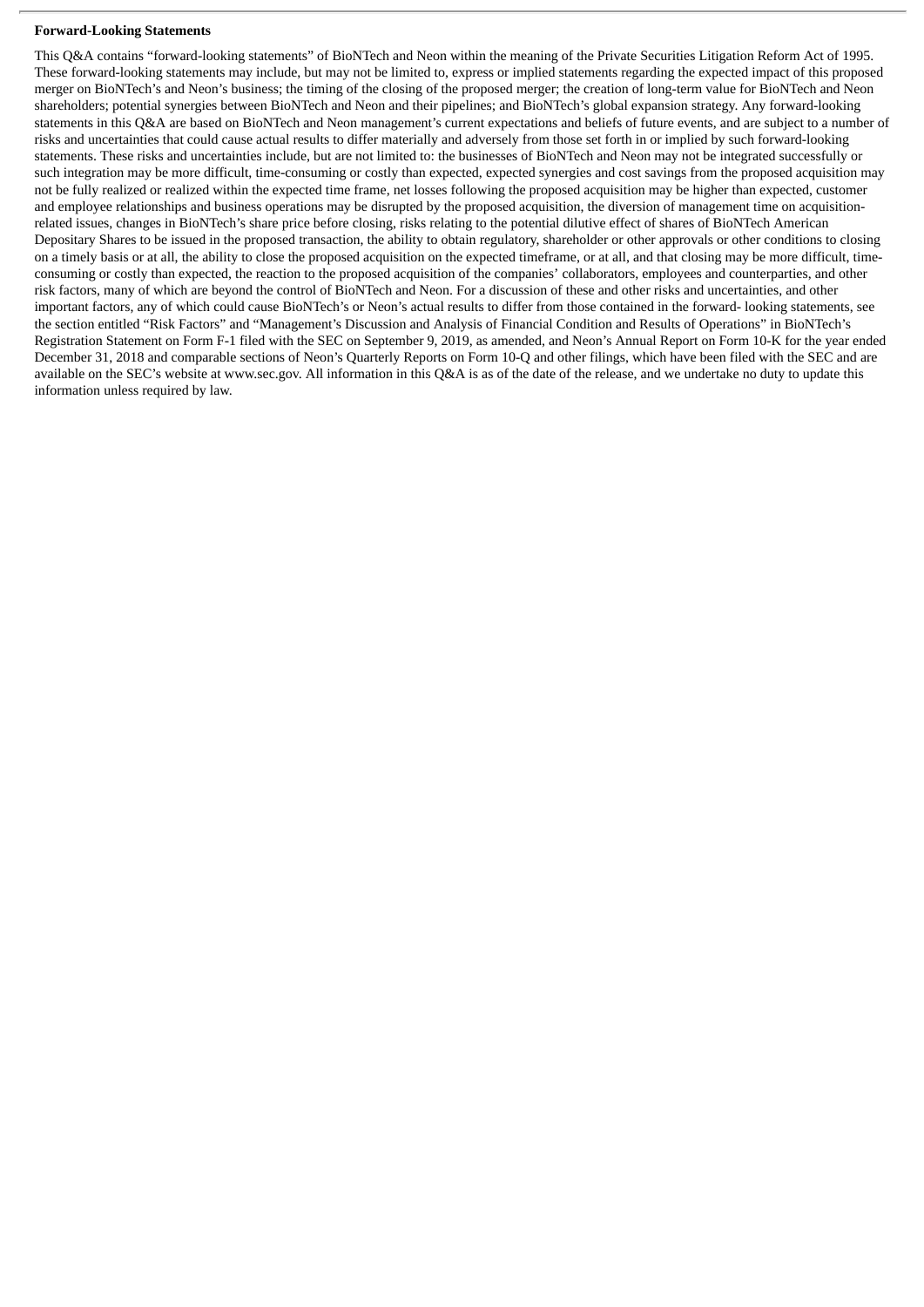**Forward-Looking Statements**

This Q&A contains "forward-looking statements" of BioNTech and Neon within the meaning of the Private Securities Litigation Reform Act of 1995. These forward-looking statements may include, but may not be limited to, express or implied statements regarding the expected impact of this proposed merger on BioNTech's and Neon's business; the timing of the closing of the proposed merger; the creation of long-term value for BioNTech and Neon shareholders; potential synergies between BioNTech and Neon and their pipelines; and BioNTech's global expansion strategy. Any forward-looking statements in this Q&A are based on BioNTech and Neon management's current expectations and beliefs of future events, and are subject to a number of risks and uncertainties that could cause actual results to differ materially and adversely from those set forth in or implied by such forward-looking statements. These risks and uncertainties include, but are not limited to: the businesses of BioNTech and Neon may not be integrated successfully or such integration may be more difficult, time-consuming or costly than expected, expected synergies and cost savings from the proposed acquisition may not be fully realized or realized within the expected time frame, net losses following the proposed acquisition may be higher than expected, customer and employee relationships and business operations may be disrupted by the proposed acquisition, the diversion of management time on acquisition-related issues, changes in BioNTech's share price before closing, risks relating to the potential dilutive effect of shares of BioNTech American Depositary Shares to be issued in the proposed transaction, the ability to obtain regulatory, shareholder or other approvals or other conditions to closing on a timely basis or at all, the ability to close the proposed acquisition on the expected timeframe, or at all, and that closing may be more difficult, time-consuming or costly than expected, the reaction to the proposed acquisition of the companies' collaborators, employees and counterparties, and other risk factors, many of which are beyond the control of BioNTech and Neon. For a discussion of these and other risks and uncertainties, and other important factors, any of which could cause BioNTech's or Neon's actual results to differ from those contained in the forward- looking statements, see the section entitled "Risk Factors" and "Management's Discussion and Analysis of Financial Condition and Results of Operations" in BioNTech's Registration Statement on Form F-1 filed with the SEC on September 9, 2019, as amended, and Neon's Annual Report on Form 10-K for the year ended December 31, 2018 and comparable sections of Neon's Quarterly Reports on Form 10-Q and other filings, which have been filed with the SEC and are available on the SEC's website at www.sec.gov. All information in this Q&A is as of the date of the release, and we undertake no duty to update this information unless required by law.